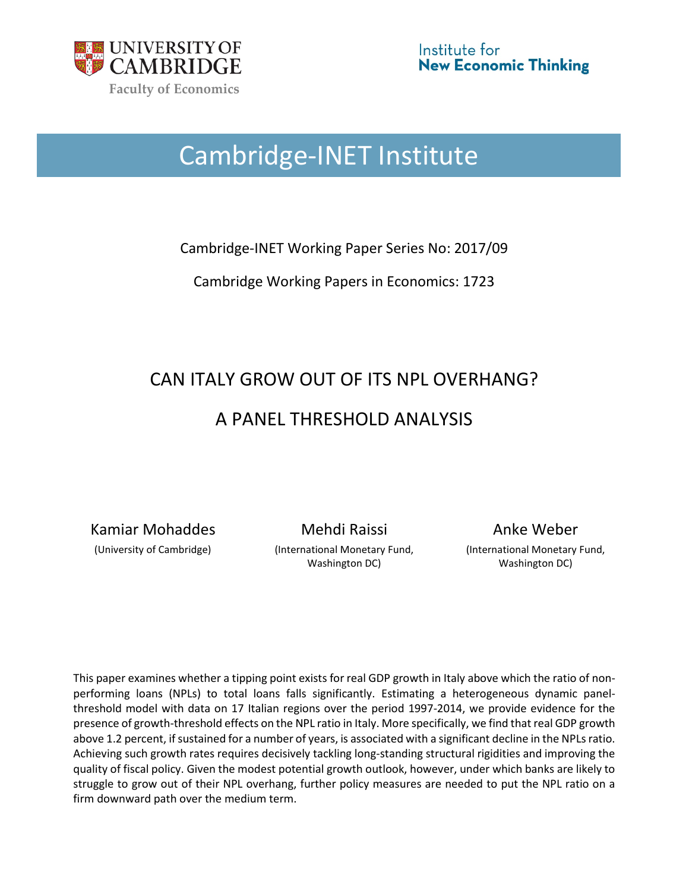UNIVERSITY OF CAMBRIDGE

Faculty of Economics

Institute for **New Economic Thinking**

# Cambridge-INET Institute

Cambridge-INET Working Paper Series No: 2017/09

Cambridge Working Papers in Economics: 1723

## CAN ITALY GROW OUT OF ITS NPL OVERHANG?

## A PANEL THRESHOLD ANALYSIS

Kamiar Mohaddes (University of Cambridge)

Mehdi Raissi (International Monetary Fund, Washington DC)

Anke Weber (International Monetary Fund, Washington DC)

This paper examines whether a tipping point exists for real GDP growth in Italy above which the ratio of non-performing loans (NPLs) to total loans falls significantly. Estimating a heterogeneous dynamic panel-threshold model with data on 17 Italian regions over the period 1997-2014, we provide evidence for the presence of growth-threshold effects on the NPL ratio in Italy. More specifically, we find that real GDP growth above 1.2 percent, if sustained for a number of years, is associated with a significant decline in the NPLs ratio. Achieving such growth rates requires decisively tackling long-standing structural rigidities and improving the quality of fiscal policy. Given the modest potential growth outlook, however, under which banks are likely to struggle to grow out of their NPL overhang, further policy measures are needed to put the NPL ratio on a firm downward path over the medium term.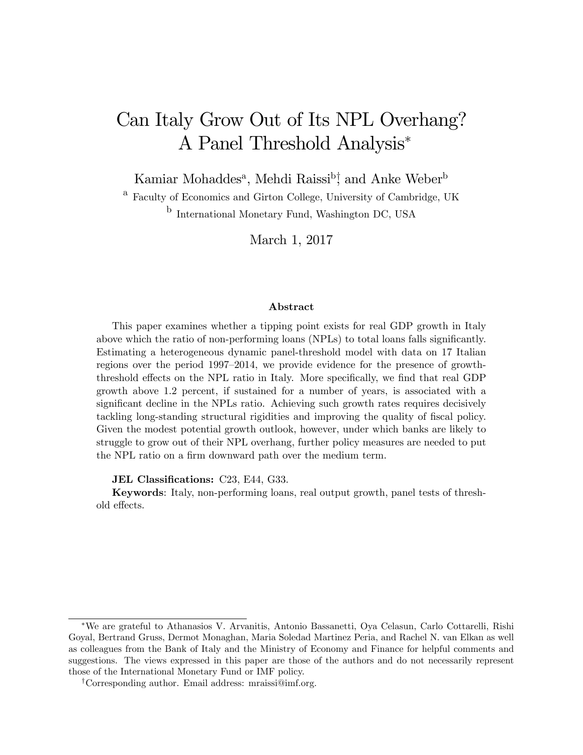# Can Italy Grow Out of Its NPL Overhang? A Panel Threshold Analysis*

Kamiar Mohaddes[a], Mehdi Raissi[b]†, and Anke Weber[b]

[a] Faculty of Economics and Girton College, University of Cambridge, UK

[b] International Monetary Fund, Washington DC, USA

March 1, 2017

### Abstract

This paper examines whether a tipping point exists for real GDP growth in Italy above which the ratio of non-performing loans (NPLs) to total loans falls significantly. Estimating a heterogeneous dynamic panel-threshold model with data on 17 Italian regions over the period 1997–2014, we provide evidence for the presence of growth-threshold effects on the NPL ratio in Italy. More specifically, we find that real GDP growth above 1.2 percent, if sustained for a number of years, is associated with a significant decline in the NPLs ratio. Achieving such growth rates requires decisively tackling long-standing structural rigidities and improving the quality of fiscal policy. Given the modest potential growth outlook, however, under which banks are likely to struggle to grow out of their NPL overhang, further policy measures are needed to put the NPL ratio on a firm downward path over the medium term.

**JEL Classifications:** C23, E44, G33.

**Keywords**: Italy, non-performing loans, real output growth, panel tests of threshold effects.

---

*We are grateful to Athanasios V. Arvanitis, Antonio Bassanetti, Oya Celasun, Carlo Cottarelli, Rishi Goyal, Bertrand Gruss, Dermot Monaghan, Maria Soledad Martinez Peria, and Rachel N. van Elkan as well as colleagues from the Bank of Italy and the Ministry of Economy and Finance for helpful comments and suggestions. The views expressed in this paper are those of the authors and do not necessarily represent those of the International Monetary Fund or IMF policy.

†Corresponding author. Email address: mraissi@imf.org.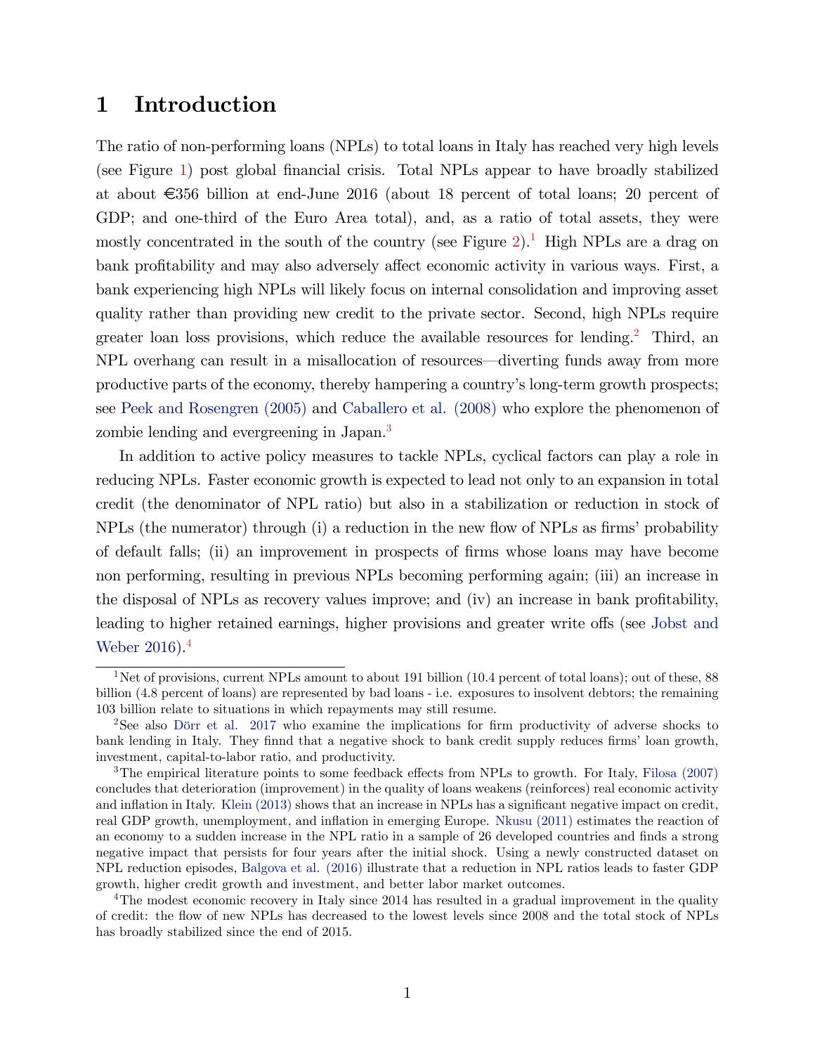# 1 Introduction

The ratio of non-performing loans (NPLs) to total loans in Italy has reached very high levels (see Figure 1) post global financial crisis. Total NPLs appear to have broadly stabilized at about €356 billion at end-June 2016 (about 18 percent of total loans; 20 percent of GDP; and one-third of the Euro Area total), and, as a ratio of total assets, they were mostly concentrated in the south of the country (see Figure 2).[1] High NPLs are a drag on bank profitability and may also adversely affect economic activity in various ways. First, a bank experiencing high NPLs will likely focus on internal consolidation and improving asset quality rather than providing new credit to the private sector. Second, high NPLs require greater loan loss provisions, which reduce the available resources for lending.[2] Third, an NPL overhang can result in a misallocation of resources—diverting funds away from more productive parts of the economy, thereby hampering a country's long-term growth prospects; see Peek and Rosengren (2005) and Caballero et al. (2008) who explore the phenomenon of zombie lending and evergreening in Japan.[3]

In addition to active policy measures to tackle NPLs, cyclical factors can play a role in reducing NPLs. Faster economic growth is expected to lead not only to an expansion in total credit (the denominator of NPL ratio) but also in a stabilization or reduction in stock of NPLs (the numerator) through (i) a reduction in the new flow of NPLs as firms' probability of default falls; (ii) an improvement in prospects of firms whose loans may have become non performing, resulting in previous NPLs becoming performing again; (iii) an increase in the disposal of NPLs as recovery values improve; and (iv) an increase in bank profitability, leading to higher retained earnings, higher provisions and greater write offs (see Jobst and Weber 2016).[4]

---

[1] Net of provisions, current NPLs amount to about 191 billion (10.4 percent of total loans); out of these, 88 billion (4.8 percent of loans) are represented by bad loans - i.e. exposures to insolvent debtors; the remaining 103 billion relate to situations in which repayments may still resume.

[2] See also Dörr et al. 2017 who examine the implications for firm productivity of adverse shocks to bank lending in Italy. They finnd that a negative shock to bank credit supply reduces firms' loan growth, investment, capital-to-labor ratio, and productivity.

[3] The empirical literature points to some feedback effects from NPLs to growth. For Italy, Filosa (2007) concludes that deterioration (improvement) in the quality of loans weakens (reinforces) real economic activity and inflation in Italy. Klein (2013) shows that an increase in NPLs has a significant negative impact on credit, real GDP growth, unemployment, and inflation in emerging Europe. Nkusu (2011) estimates the reaction of an economy to a sudden increase in the NPL ratio in a sample of 26 developed countries and finds a strong negative impact that persists for four years after the initial shock. Using a newly constructed dataset on NPL reduction episodes, Balgova et al. (2016) illustrate that a reduction in NPL ratios leads to faster GDP growth, higher credit growth and investment, and better labor market outcomes.

[4] The modest economic recovery in Italy since 2014 has resulted in a gradual improvement in the quality of credit: the flow of new NPLs has decreased to the lowest levels since 2008 and the total stock of NPLs has broadly stabilized since the end of 2015.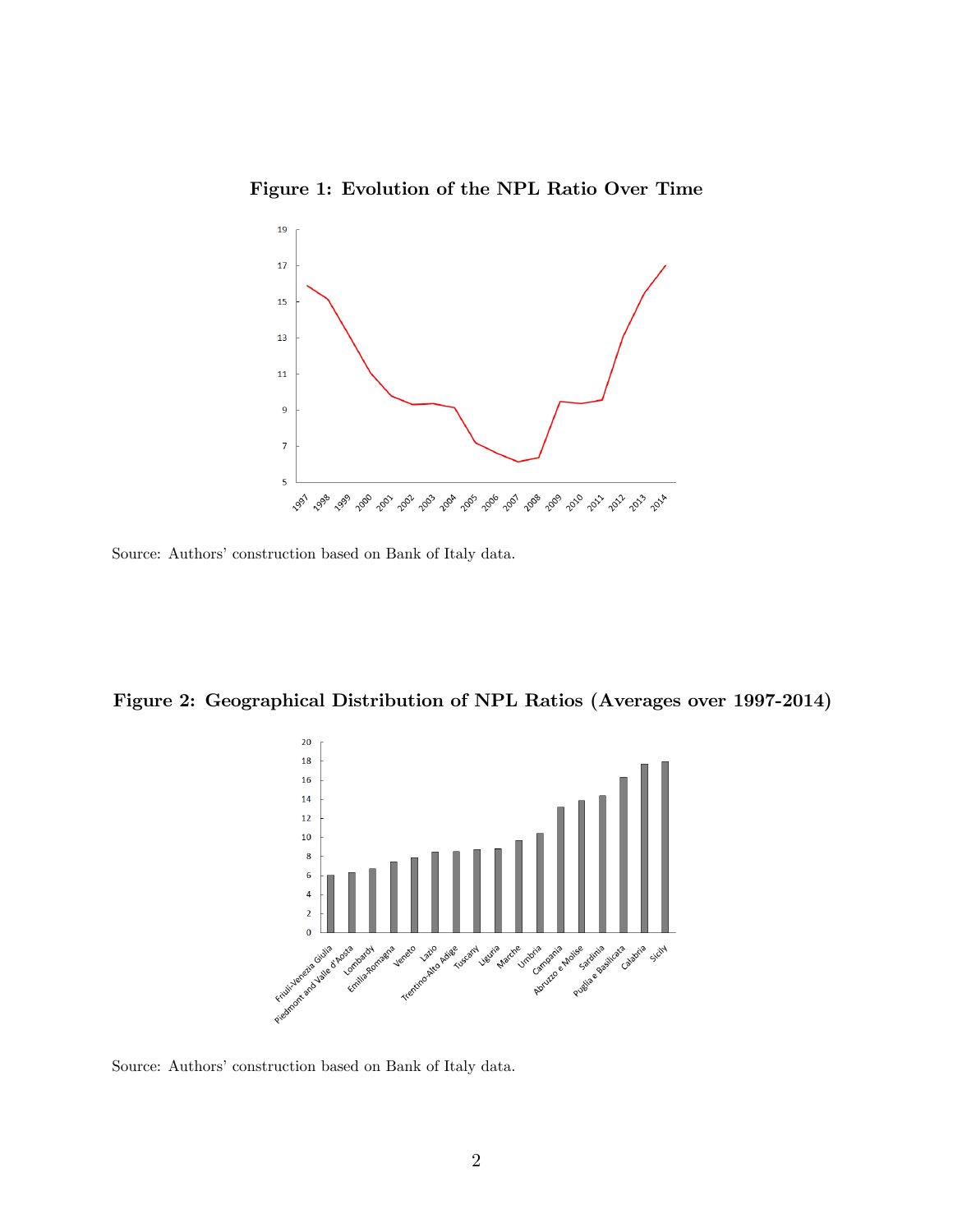**Figure 1: Evolution of the NPL Ratio Over Time**

Source: Authors' construction based on Bank of Italy data.

**Figure 2: Geographical Distribution of NPL Ratios (Averages over 1997-2014)**

Source: Authors' construction based on Bank of Italy data.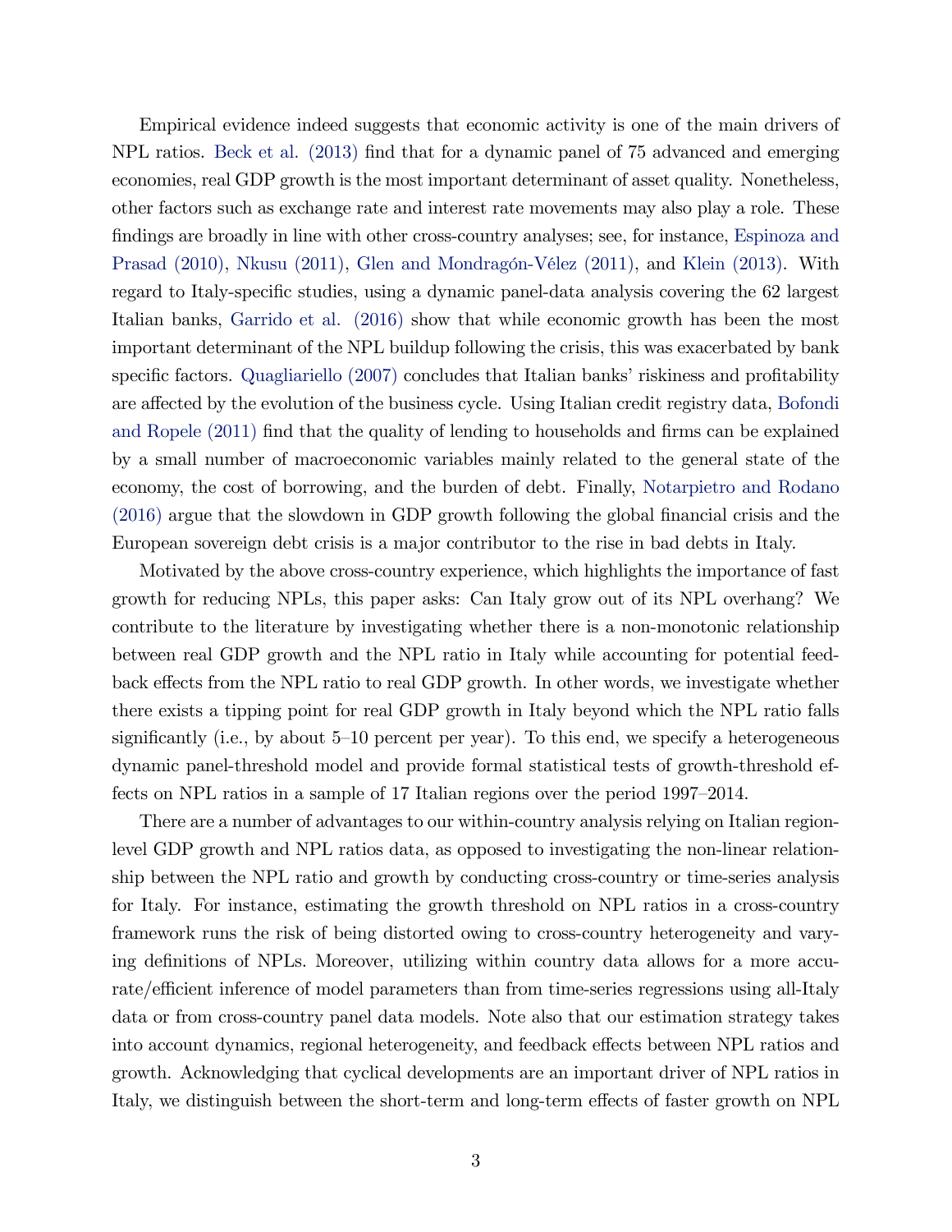Empirical evidence indeed suggests that economic activity is one of the main drivers of NPL ratios. Beck et al. (2013) find that for a dynamic panel of 75 advanced and emerging economies, real GDP growth is the most important determinant of asset quality. Nonetheless, other factors such as exchange rate and interest rate movements may also play a role. These findings are broadly in line with other cross-country analyses; see, for instance, Espinoza and Prasad (2010), Nkusu (2011), Glen and Mondragón-Vélez (2011), and Klein (2013). With regard to Italy-specific studies, using a dynamic panel-data analysis covering the 62 largest Italian banks, Garrido et al. (2016) show that while economic growth has been the most important determinant of the NPL buildup following the crisis, this was exacerbated by bank specific factors. Quagliariello (2007) concludes that Italian banks' riskiness and profitability are affected by the evolution of the business cycle. Using Italian credit registry data, Bofondi and Ropele (2011) find that the quality of lending to households and firms can be explained by a small number of macroeconomic variables mainly related to the general state of the economy, the cost of borrowing, and the burden of debt. Finally, Notarpietro and Rodano (2016) argue that the slowdown in GDP growth following the global financial crisis and the European sovereign debt crisis is a major contributor to the rise in bad debts in Italy.

Motivated by the above cross-country experience, which highlights the importance of fast growth for reducing NPLs, this paper asks: Can Italy grow out of its NPL overhang? We contribute to the literature by investigating whether there is a non-monotonic relationship between real GDP growth and the NPL ratio in Italy while accounting for potential feedback effects from the NPL ratio to real GDP growth. In other words, we investigate whether there exists a tipping point for real GDP growth in Italy beyond which the NPL ratio falls significantly (i.e., by about 5–10 percent per year). To this end, we specify a heterogeneous dynamic panel-threshold model and provide formal statistical tests of growth-threshold effects on NPL ratios in a sample of 17 Italian regions over the period 1997–2014.

There are a number of advantages to our within-country analysis relying on Italian region-level GDP growth and NPL ratios data, as opposed to investigating the non-linear relationship between the NPL ratio and growth by conducting cross-country or time-series analysis for Italy. For instance, estimating the growth threshold on NPL ratios in a cross-country framework runs the risk of being distorted owing to cross-country heterogeneity and varying definitions of NPLs. Moreover, utilizing within country data allows for a more accurate/efficient inference of model parameters than from time-series regressions using all-Italy data or from cross-country panel data models. Note also that our estimation strategy takes into account dynamics, regional heterogeneity, and feedback effects between NPL ratios and growth. Acknowledging that cyclical developments are an important driver of NPL ratios in Italy, we distinguish between the short-term and long-term effects of faster growth on NPL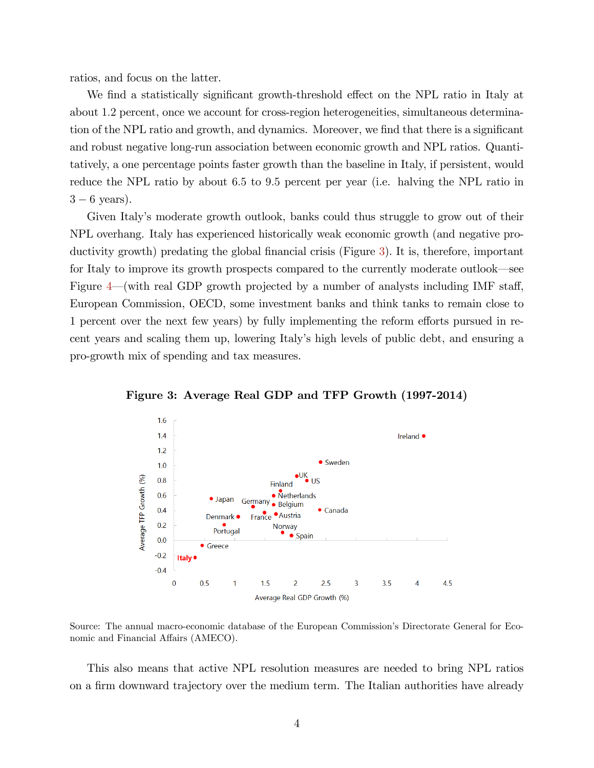ratios, and focus on the latter.

We find a statistically significant growth-threshold effect on the NPL ratio in Italy at about 1.2 percent, once we account for cross-region heterogeneities, simultaneous determination of the NPL ratio and growth, and dynamics. Moreover, we find that there is a significant and robust negative long-run association between economic growth and NPL ratios. Quantitatively, a one percentage points faster growth than the baseline in Italy, if persistent, would reduce the NPL ratio by about 6.5 to 9.5 percent per year (i.e. halving the NPL ratio in $3-6$ years).

Given Italy's moderate growth outlook, banks could thus struggle to grow out of their NPL overhang. Italy has experienced historically weak economic growth (and negative productivity growth) predating the global financial crisis (Figure 3). It is, therefore, important for Italy to improve its growth prospects compared to the currently moderate outlook—see Figure 4—(with real GDP growth projected by a number of analysts including IMF staff, European Commission, OECD, some investment banks and think tanks to remain close to 1 percent over the next few years) by fully implementing the reform efforts pursued in recent years and scaling them up, lowering Italy's high levels of public debt, and ensuring a pro-growth mix of spending and tax measures.

**Figure 3: Average Real GDP and TFP Growth (1997-2014)**

Source: The annual macro-economic database of the European Commission's Directorate General for Economic and Financial Affairs (AMECO).

This also means that active NPL resolution measures are needed to bring NPL ratios on a firm downward trajectory over the medium term. The Italian authorities have already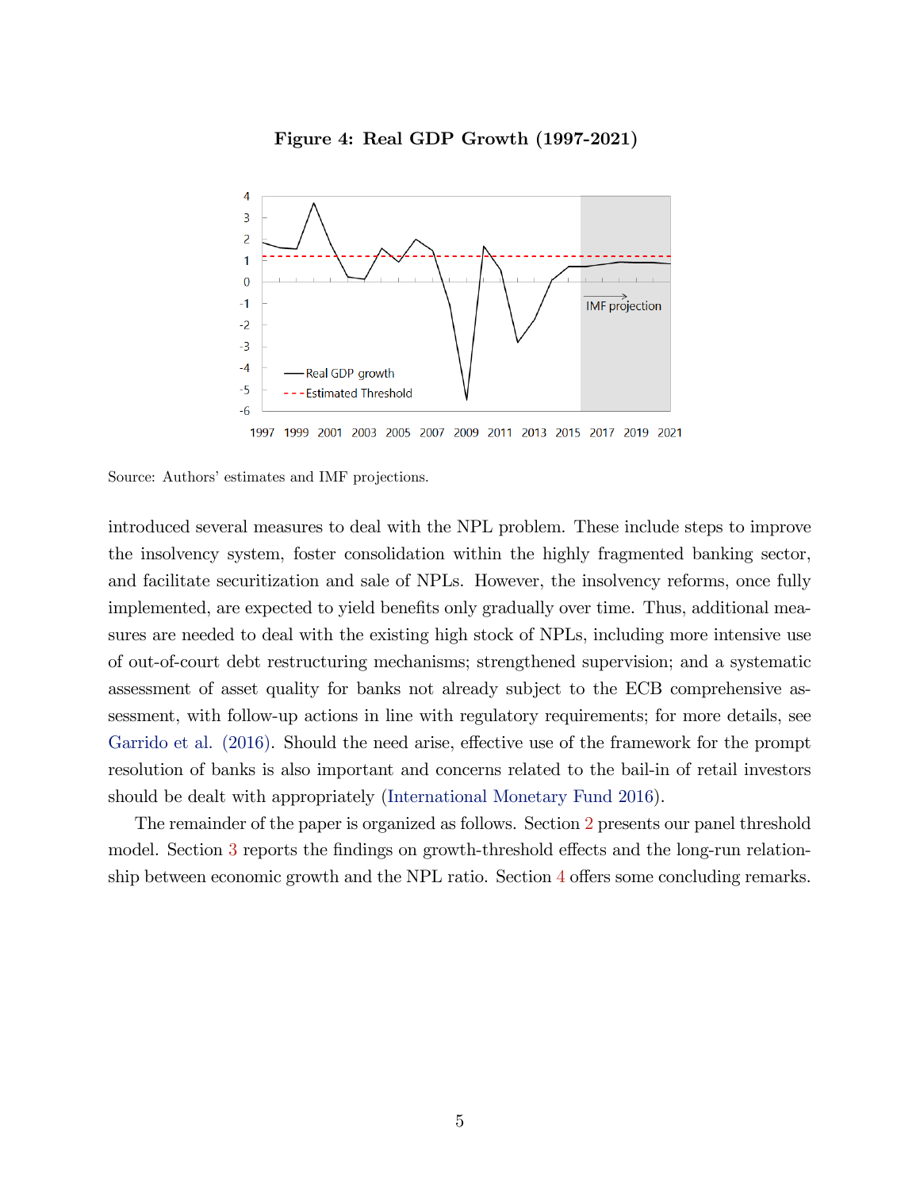**Figure 4: Real GDP Growth (1997-2021)**

Source: Authors' estimates and IMF projections.

introduced several measures to deal with the NPL problem. These include steps to improve the insolvency system, foster consolidation within the highly fragmented banking sector, and facilitate securitization and sale of NPLs. However, the insolvency reforms, once fully implemented, are expected to yield benefits only gradually over time. Thus, additional measures are needed to deal with the existing high stock of NPLs, including more intensive use of out-of-court debt restructuring mechanisms; strengthened supervision; and a systematic assessment of asset quality for banks not already subject to the ECB comprehensive assessment, with follow-up actions in line with regulatory requirements; for more details, see Garrido et al. (2016). Should the need arise, effective use of the framework for the prompt resolution of banks is also important and concerns related to the bail-in of retail investors should be dealt with appropriately (International Monetary Fund 2016).

The remainder of the paper is organized as follows. Section 2 presents our panel threshold model. Section 3 reports the findings on growth-threshold effects and the long-run relationship between economic growth and the NPL ratio. Section 4 offers some concluding remarks.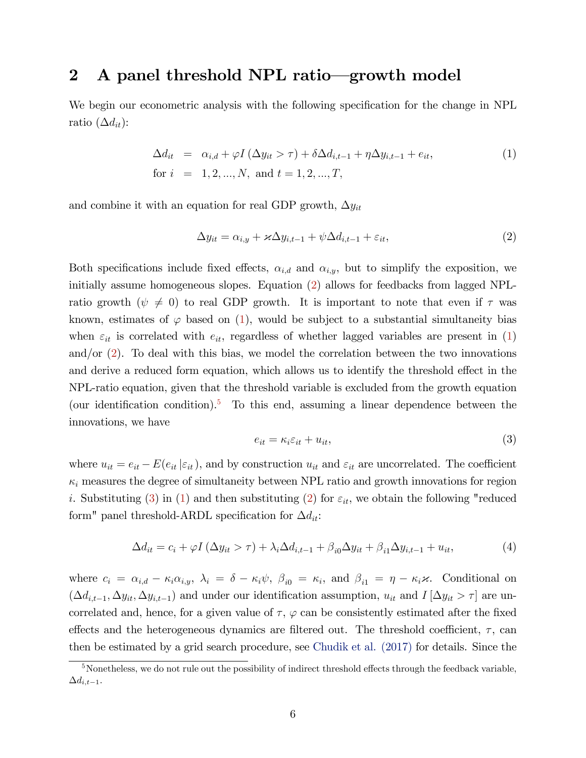## 2 A panel threshold NPL ratio—growth model

We begin our econometric analysis with the following specification for the change in NPL ratio ($\Delta d_{it}$):

$$
\begin{aligned}
\Delta d_{it} &= \alpha_{i,d} + \varphi I\left(\Delta y_{it} > \tau\right) + \delta \Delta d_{i,t-1} + \eta \Delta y_{i,t-1} + e_{it}, \\
\text{for } i &= 1, 2, ..., N, \text{ and } t = 1, 2, ..., T,
\end{aligned}
\tag{1}
$$

and combine it with an equation for real GDP growth, $\Delta y_{it}$

$$
\Delta y_{it} = \alpha_{i,y} + \varkappa \Delta y_{i,t-1} + \psi \Delta d_{i,t-1} + \varepsilon_{it},
\tag{2}
$$

Both specifications include fixed effects, $\alpha_{i,d}$ and $\alpha_{i,y}$, but to simplify the exposition, we initially assume homogeneous slopes. Equation (2) allows for feedbacks from lagged NPL-ratio growth ($\psi \neq 0$) to real GDP growth. It is important to note that even if $\tau$ was known, estimates of $\varphi$ based on (1), would be subject to a substantial simultaneity bias when $\varepsilon_{it}$ is correlated with $e_{it}$, regardless of whether lagged variables are present in (1) and/or (2). To deal with this bias, we model the correlation between the two innovations and derive a reduced form equation, which allows us to identify the threshold effect in the NPL-ratio equation, given that the threshold variable is excluded from the growth equation (our identification condition).[5] To this end, assuming a linear dependence between the innovations, we have

$$
e_{it} = \kappa_i \varepsilon_{it} + u_{it},
\tag{3}
$$

where $u_{it} = e_{it} - E(e_{it} \,|\varepsilon_{it})$, and by construction $u_{it}$ and $\varepsilon_{it}$ are uncorrelated. The coefficient $\kappa_i$ measures the degree of simultaneity between NPL ratio and growth innovations for region $i$. Substituting (3) in (1) and then substituting (2) for $\varepsilon_{it}$, we obtain the following "reduced form" panel threshold-ARDL specification for $\Delta d_{it}$:

$$
\Delta d_{it} = c_i + \varphi I\left(\Delta y_{it} > \tau\right) + \lambda_i \Delta d_{i,t-1} + \beta_{i0} \Delta y_{it} + \beta_{i1} \Delta y_{i,t-1} + u_{it},
\tag{4}
$$

where $c_i = \alpha_{i,d} - \kappa_i \alpha_{i,y}$, $\lambda_i = \delta - \kappa_i \psi$, $\beta_{i0} = \kappa_i$, and $\beta_{i1} = \eta - \kappa_i \varkappa$. Conditional on $(\Delta d_{i,t-1}, \Delta y_{it}, \Delta y_{i,t-1})$ and under our identification assumption, $u_{it}$ and $I\left[\Delta y_{it} > \tau\right]$ are uncorrelated and, hence, for a given value of $\tau$, $\varphi$ can be consistently estimated after the fixed effects and the heterogeneous dynamics are filtered out. The threshold coefficient, $\tau$, can then be estimated by a grid search procedure, see Chudik et al. (2017) for details. Since the

[5] Nonetheless, we do not rule out the possibility of indirect threshold effects through the feedback variable, $\Delta d_{i,t-1}$.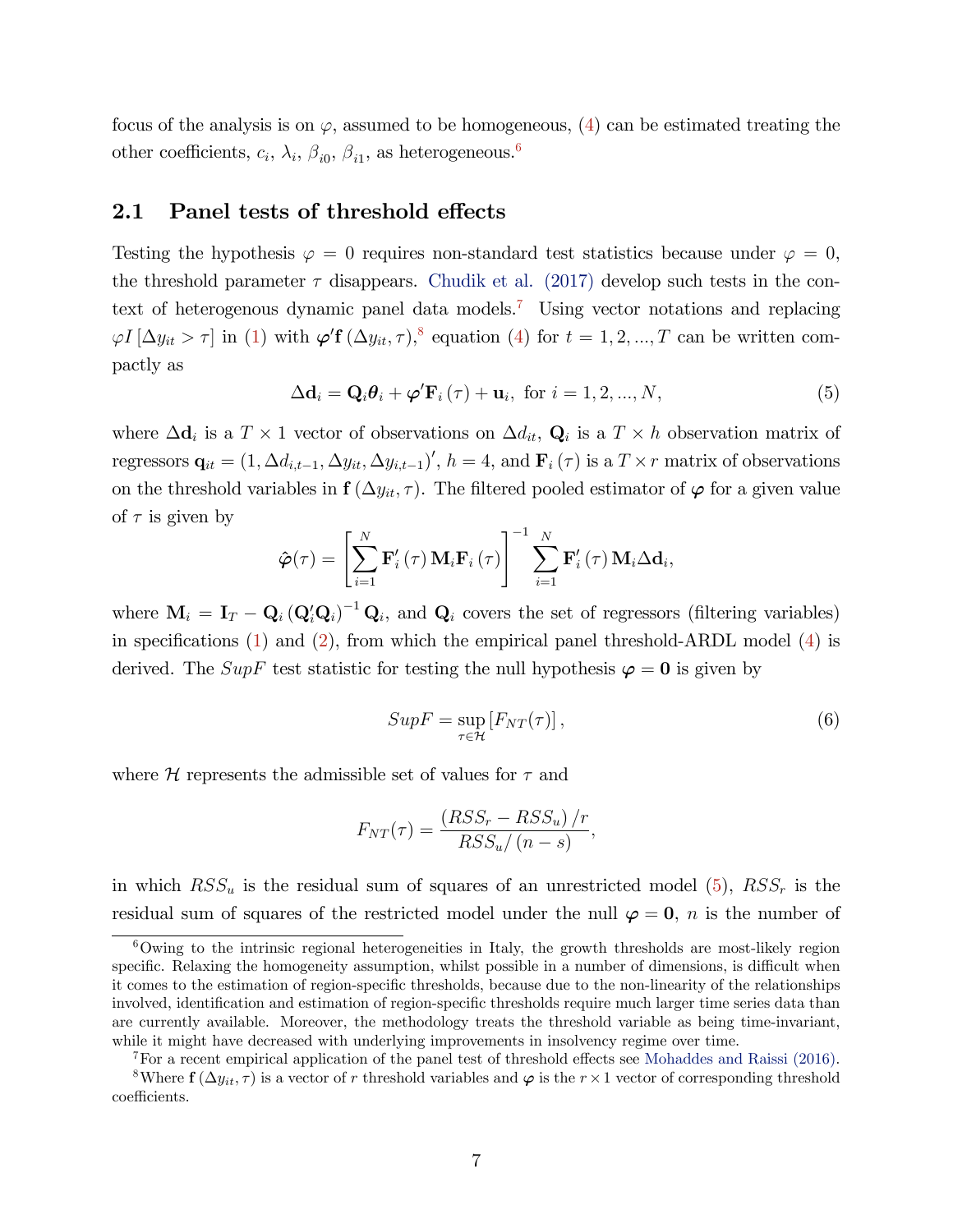focus of the analysis is on $\varphi$, assumed to be homogeneous, (4) can be estimated treating the other coefficients, $c_i$, $\lambda_i$, $\beta_{i0}$, $\beta_{i1}$, as heterogeneous.[6]

## 2.1 Panel tests of threshold effects

Testing the hypothesis $\varphi = 0$ requires non-standard test statistics because under $\varphi = 0$, the threshold parameter $\tau$ disappears. Chudik et al. (2017) develop such tests in the context of heterogenous dynamic panel data models.[7] Using vector notations and replacing $\varphi I[\Delta y_{it} > \tau]$ in (1) with $\boldsymbol{\varphi}'\mathbf{f}(\Delta y_{it}, \tau)$,[8] equation (4) for $t = 1, 2, ..., T$ can be written compactly as

$$\Delta\mathbf{d}_i = \mathbf{Q}_i\boldsymbol{\theta}_i + \boldsymbol{\varphi}'\mathbf{F}_i(\tau) + \mathbf{u}_i, \text{ for } i = 1, 2, ..., N, \tag{5}$$

where $\Delta\mathbf{d}_i$ is a $T \times 1$ vector of observations on $\Delta d_{it}$, $\mathbf{Q}_i$ is a $T \times h$ observation matrix of regressors $\mathbf{q}_{it} = (1, \Delta d_{i,t-1}, \Delta y_{it}, \Delta y_{i,t-1})'$, $h = 4$, and $\mathbf{F}_i(\tau)$ is a $T \times r$ matrix of observations on the threshold variables in $\mathbf{f}(\Delta y_{it}, \tau)$. The filtered pooled estimator of $\boldsymbol{\varphi}$ for a given value of $\tau$ is given by

$$\hat{\boldsymbol{\varphi}}(\tau) = \left[\sum_{i=1}^{N} \mathbf{F}_i'(\tau)\,\mathbf{M}_i\mathbf{F}_i(\tau)\right]^{-1} \sum_{i=1}^{N} \mathbf{F}_i'(\tau)\,\mathbf{M}_i\Delta\mathbf{d}_i,$$

where $\mathbf{M}_i = \mathbf{I}_T - \mathbf{Q}_i\left(\mathbf{Q}_i'\mathbf{Q}_i\right)^{-1}\mathbf{Q}_i$, and $\mathbf{Q}_i$ covers the set of regressors (filtering variables) in specifications (1) and (2), from which the empirical panel threshold-ARDL model (4) is derived. The $SupF$ test statistic for testing the null hypothesis $\boldsymbol{\varphi} = \mathbf{0}$ is given by

$$SupF = \sup_{\tau\in\mathcal{H}}\left[F_{NT}(\tau)\right], \tag{6}$$

where $\mathcal{H}$ represents the admissible set of values for $\tau$ and

$$F_{NT}(\tau) = \frac{\left(RSS_r - RSS_u\right)/r}{RSS_u/\left(n - s\right)},$$

in which $RSS_u$ is the residual sum of squares of an unrestricted model (5), $RSS_r$ is the residual sum of squares of the restricted model under the null $\boldsymbol{\varphi} = \mathbf{0}$, $n$ is the number of

[6] Owing to the intrinsic regional heterogeneities in Italy, the growth thresholds are most-likely region specific. Relaxing the homogeneity assumption, whilst possible in a number of dimensions, is difficult when it comes to the estimation of region-specific thresholds, because due to the non-linearity of the relationships involved, identification and estimation of region-specific thresholds require much larger time series data than are currently available. Moreover, the methodology treats the threshold variable as being time-invariant, while it might have decreased with underlying improvements in insolvency regime over time.

[7] For a recent empirical application of the panel test of threshold effects see Mohaddes and Raissi (2016).

[8] Where $\mathbf{f}(\Delta y_{it}, \tau)$ is a vector of $r$ threshold variables and $\boldsymbol{\varphi}$ is the $r \times 1$ vector of corresponding threshold coefficients.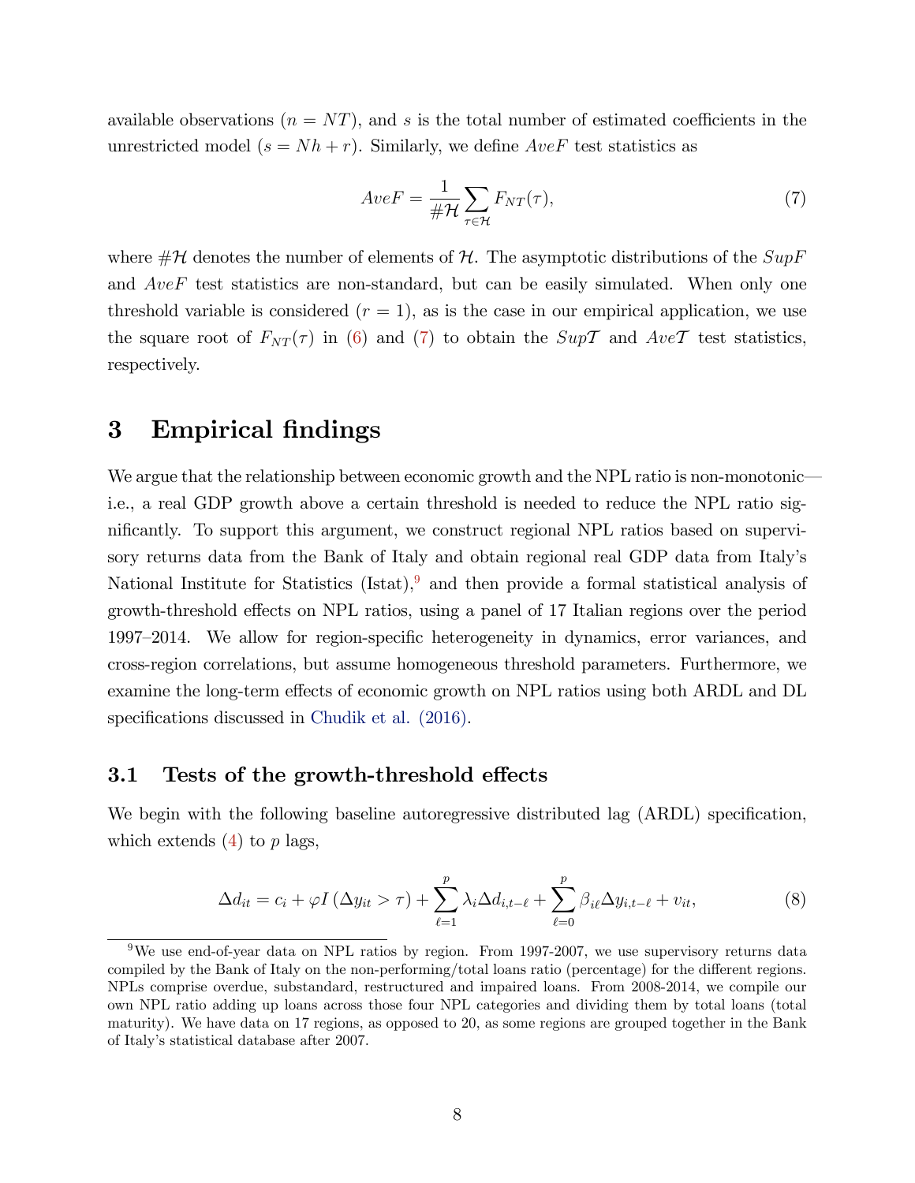available observations ($n = NT$), and $s$ is the total number of estimated coefficients in the unrestricted model ($s = Nh + r$). Similarly, we define $AveF$ test statistics as

$$AveF = \frac{1}{\#\mathcal{H}} \sum_{\tau \in \mathcal{H}} F_{NT}(\tau), \tag{7}$$

where $\#\mathcal{H}$ denotes the number of elements of $\mathcal{H}$. The asymptotic distributions of the $SupF$ and $AveF$ test statistics are non-standard, but can be easily simulated. When only one threshold variable is considered ($r = 1$), as is the case in our empirical application, we use the square root of $F_{NT}(\tau)$ in (6) and (7) to obtain the $Sup\mathcal{T}$ and $Ave\mathcal{T}$ test statistics, respectively.

# 3 Empirical findings

We argue that the relationship between economic growth and the NPL ratio is non-monotonic—i.e., a real GDP growth above a certain threshold is needed to reduce the NPL ratio significantly. To support this argument, we construct regional NPL ratios based on supervisory returns data from the Bank of Italy and obtain regional real GDP data from Italy's National Institute for Statistics (Istat),[9] and then provide a formal statistical analysis of growth-threshold effects on NPL ratios, using a panel of 17 Italian regions over the period 1997–2014. We allow for region-specific heterogeneity in dynamics, error variances, and cross-region correlations, but assume homogeneous threshold parameters. Furthermore, we examine the long-term effects of economic growth on NPL ratios using both ARDL and DL specifications discussed in Chudik et al. (2016).

## 3.1 Tests of the growth-threshold effects

We begin with the following baseline autoregressive distributed lag (ARDL) specification, which extends (4) to $p$ lags,

$$\Delta d_{it} = c_i + \varphi I\left(\Delta y_{it} > \tau\right) + \sum_{\ell=1}^{p} \lambda_i \Delta d_{i,t-\ell} + \sum_{\ell=0}^{p} \beta_{i\ell} \Delta y_{i,t-\ell} + v_{it}, \tag{8}$$

[9] We use end-of-year data on NPL ratios by region. From 1997-2007, we use supervisory returns data compiled by the Bank of Italy on the non-performing/total loans ratio (percentage) for the different regions. NPLs comprise overdue, substandard, restructured and impaired loans. From 2008-2014, we compile our own NPL ratio adding up loans across those four NPL categories and dividing them by total loans (total maturity). We have data on 17 regions, as opposed to 20, as some regions are grouped together in the Bank of Italy's statistical database after 2007.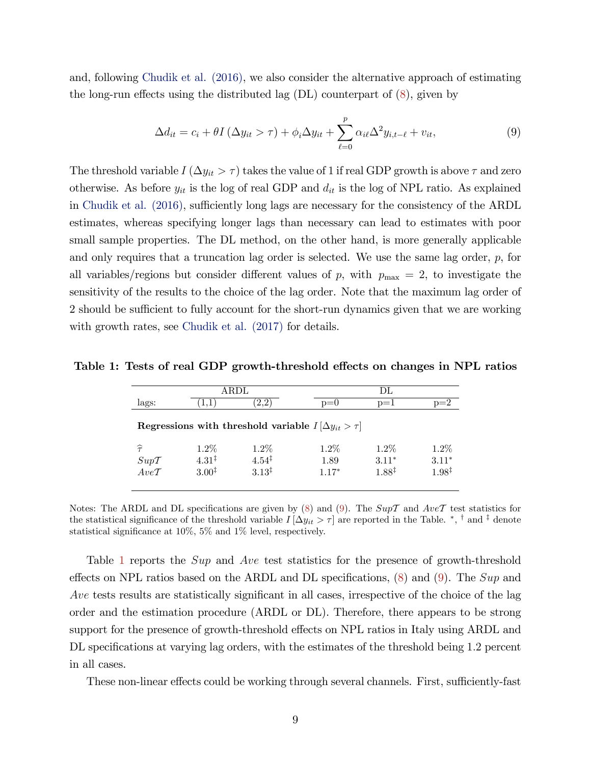and, following Chudik et al. (2016), we also consider the alternative approach of estimating the long-run effects using the distributed lag (DL) counterpart of (8), given by

$$\Delta d_{it} = c_i + \theta I\left(\Delta y_{it} > \tau\right) + \phi_i \Delta y_{it} + \sum_{\ell=0}^{p} \alpha_{i\ell} \Delta^2 y_{i,t-\ell} + v_{it}, \tag{9}$$

The threshold variable $I\left(\Delta y_{it} > \tau\right)$ takes the value of 1 if real GDP growth is above $\tau$ and zero otherwise. As before $y_{it}$ is the log of real GDP and $d_{it}$ is the log of NPL ratio. As explained in Chudik et al. (2016), sufficiently long lags are necessary for the consistency of the ARDL estimates, whereas specifying longer lags than necessary can lead to estimates with poor small sample properties. The DL method, on the other hand, is more generally applicable and only requires that a truncation lag order is selected. We use the same lag order, $p$, for all variables/regions but consider different values of $p$, with $p_{\max} = 2$, to investigate the sensitivity of the results to the choice of the lag order. Note that the maximum lag order of 2 should be sufficient to fully account for the short-run dynamics given that we are working with growth rates, see Chudik et al. (2017) for details.

**Table 1: Tests of real GDP growth-threshold effects on changes in NPL ratios**

| | ARDL | | DL | | |
|---|---|---|---|---|---|
| lags: | (1,1) | (2,2) | p=0 | p=1 | p=2 |
| **Regressions with threshold variable $I\left[\Delta y_{it} > \tau\right]$** | | | | | |
| $\widehat{\tau}$ | 1.2% | 1.2% | 1.2% | 1.2% | 1.2% |
| $Sup\mathcal{T}$ | $4.31^{\ddagger}$ | $4.54^{\ddagger}$ | 1.89 | $3.11^{*}$ | $3.11^{*}$ |
| $Ave\mathcal{T}$ | $3.00^{\ddagger}$ | $3.13^{\ddagger}$ | $1.17^{*}$ | $1.88^{\ddagger}$ | $1.98^{\ddagger}$ |

Notes: The ARDL and DL specifications are given by (8) and (9). The $Sup\mathcal{T}$ and $Ave\mathcal{T}$ test statistics for the statistical significance of the threshold variable $I\left[\Delta y_{it} > \tau\right]$ are reported in the Table. $^{*}$, $^{\dagger}$ and $^{\ddagger}$ denote statistical significance at 10%, 5% and 1% level, respectively.

Table 1 reports the *Sup* and *Ave* test statistics for the presence of growth-threshold effects on NPL ratios based on the ARDL and DL specifications, (8) and (9). The *Sup* and *Ave* tests results are statistically significant in all cases, irrespective of the choice of the lag order and the estimation procedure (ARDL or DL). Therefore, there appears to be strong support for the presence of growth-threshold effects on NPL ratios in Italy using ARDL and DL specifications at varying lag orders, with the estimates of the threshold being 1.2 percent in all cases.

These non-linear effects could be working through several channels. First, sufficiently-fast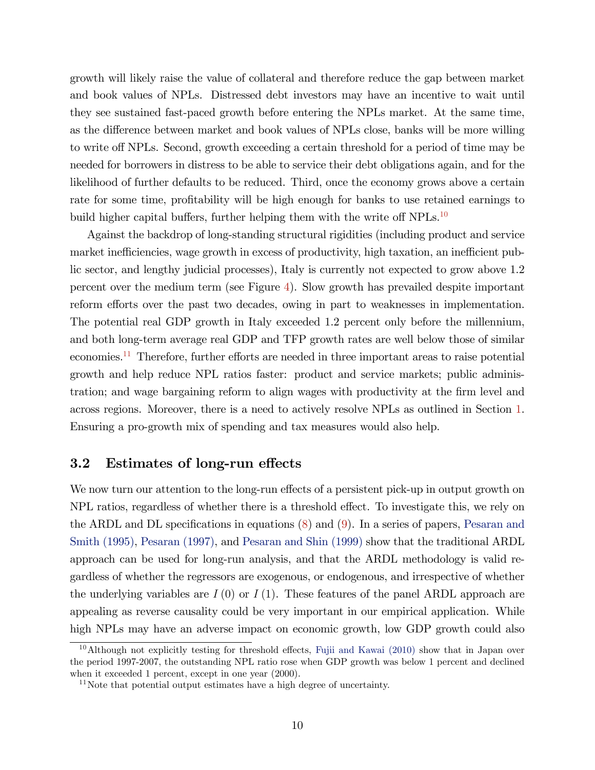growth will likely raise the value of collateral and therefore reduce the gap between market and book values of NPLs. Distressed debt investors may have an incentive to wait until they see sustained fast-paced growth before entering the NPLs market. At the same time, as the difference between market and book values of NPLs close, banks will be more willing to write off NPLs. Second, growth exceeding a certain threshold for a period of time may be needed for borrowers in distress to be able to service their debt obligations again, and for the likelihood of further defaults to be reduced. Third, once the economy grows above a certain rate for some time, profitability will be high enough for banks to use retained earnings to build higher capital buffers, further helping them with the write off NPLs.[10]

Against the backdrop of long-standing structural rigidities (including product and service market inefficiencies, wage growth in excess of productivity, high taxation, an inefficient public sector, and lengthy judicial processes), Italy is currently not expected to grow above 1.2 percent over the medium term (see Figure 4). Slow growth has prevailed despite important reform efforts over the past two decades, owing in part to weaknesses in implementation. The potential real GDP growth in Italy exceeded 1.2 percent only before the millennium, and both long-term average real GDP and TFP growth rates are well below those of similar economies.[11] Therefore, further efforts are needed in three important areas to raise potential growth and help reduce NPL ratios faster: product and service markets; public administration; and wage bargaining reform to align wages with productivity at the firm level and across regions. Moreover, there is a need to actively resolve NPLs as outlined in Section 1. Ensuring a pro-growth mix of spending and tax measures would also help.

### 3.2 Estimates of long-run effects

We now turn our attention to the long-run effects of a persistent pick-up in output growth on NPL ratios, regardless of whether there is a threshold effect. To investigate this, we rely on the ARDL and DL specifications in equations (8) and (9). In a series of papers, Pesaran and Smith (1995), Pesaran (1997), and Pesaran and Shin (1999) show that the traditional ARDL approach can be used for long-run analysis, and that the ARDL methodology is valid regardless of whether the regressors are exogenous, or endogenous, and irrespective of whether the underlying variables are $I(0)$ or $I(1)$. These features of the panel ARDL approach are appealing as reverse causality could be very important in our empirical application. While high NPLs may have an adverse impact on economic growth, low GDP growth could also

[10] Although not explicitly testing for threshold effects, Fujii and Kawai (2010) show that in Japan over the period 1997-2007, the outstanding NPL ratio rose when GDP growth was below 1 percent and declined when it exceeded 1 percent, except in one year (2000).

[11] Note that potential output estimates have a high degree of uncertainty.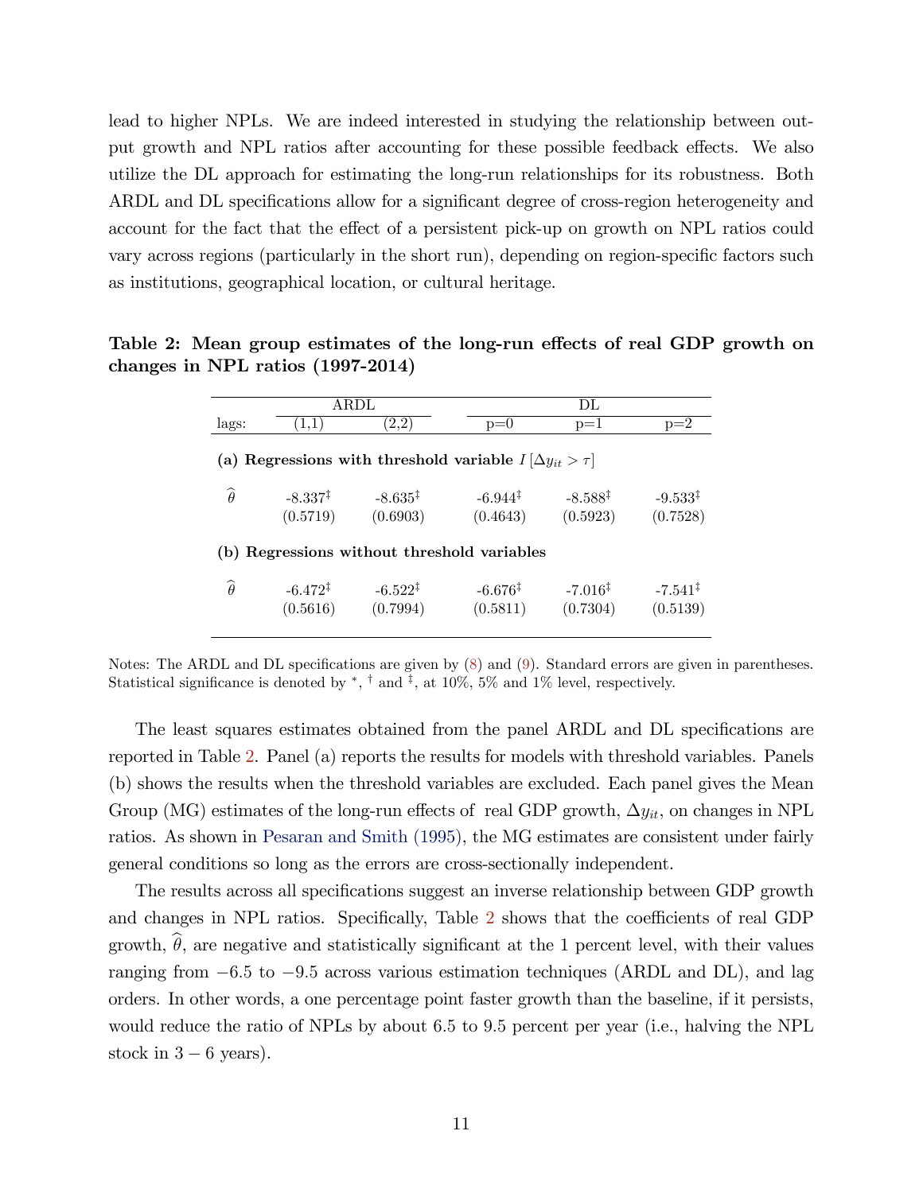lead to higher NPLs. We are indeed interested in studying the relationship between output growth and NPL ratios after accounting for these possible feedback effects. We also utilize the DL approach for estimating the long-run relationships for its robustness. Both ARDL and DL specifications allow for a significant degree of cross-region heterogeneity and account for the fact that the effect of a persistent pick-up on growth on NPL ratios could vary across regions (particularly in the short run), depending on region-specific factors such as institutions, geographical location, or cultural heritage.

**Table 2: Mean group estimates of the long-run effects of real GDP growth on changes in NPL ratios (1997-2014)**

| | ARDL | | DL | | |
|---|---|---|---|---|---|
| lags: | (1,1) | (2,2) | p=0 | p=1 | p=2 |
| **(a) Regressions with threshold variable $I[\Delta y_{it} > \tau]$** | | | | | |
| $\widehat{\theta}$ | $-8.337^{\ddagger}$ | $-8.635^{\ddagger}$ | $-6.944^{\ddagger}$ | $-8.588^{\ddagger}$ | $-9.533^{\ddagger}$ |
| | (0.5719) | (0.6903) | (0.4643) | (0.5923) | (0.7528) |
| **(b) Regressions without threshold variables** | | | | | |
| $\widehat{\theta}$ | $-6.472^{\ddagger}$ | $-6.522^{\ddagger}$ | $-6.676^{\ddagger}$ | $-7.016^{\ddagger}$ | $-7.541^{\ddagger}$ |
| | (0.5616) | (0.7994) | (0.5811) | (0.7304) | (0.5139) |

Notes: The ARDL and DL specifications are given by (8) and (9). Standard errors are given in parentheses. Statistical significance is denoted by $^{*}$, $^{\dagger}$ and $^{\ddagger}$, at 10%, 5% and 1% level, respectively.

The least squares estimates obtained from the panel ARDL and DL specifications are reported in Table 2. Panel (a) reports the results for models with threshold variables. Panels (b) shows the results when the threshold variables are excluded. Each panel gives the Mean Group (MG) estimates of the long-run effects of real GDP growth, $\Delta y_{it}$, on changes in NPL ratios. As shown in Pesaran and Smith (1995), the MG estimates are consistent under fairly general conditions so long as the errors are cross-sectionally independent.

The results across all specifications suggest an inverse relationship between GDP growth and changes in NPL ratios. Specifically, Table 2 shows that the coefficients of real GDP growth, $\widehat{\theta}$, are negative and statistically significant at the 1 percent level, with their values ranging from $-6.5$ to $-9.5$ across various estimation techniques (ARDL and DL), and lag orders. In other words, a one percentage point faster growth than the baseline, if it persists, would reduce the ratio of NPLs by about 6.5 to 9.5 percent per year (i.e., halving the NPL stock in $3 - 6$ years).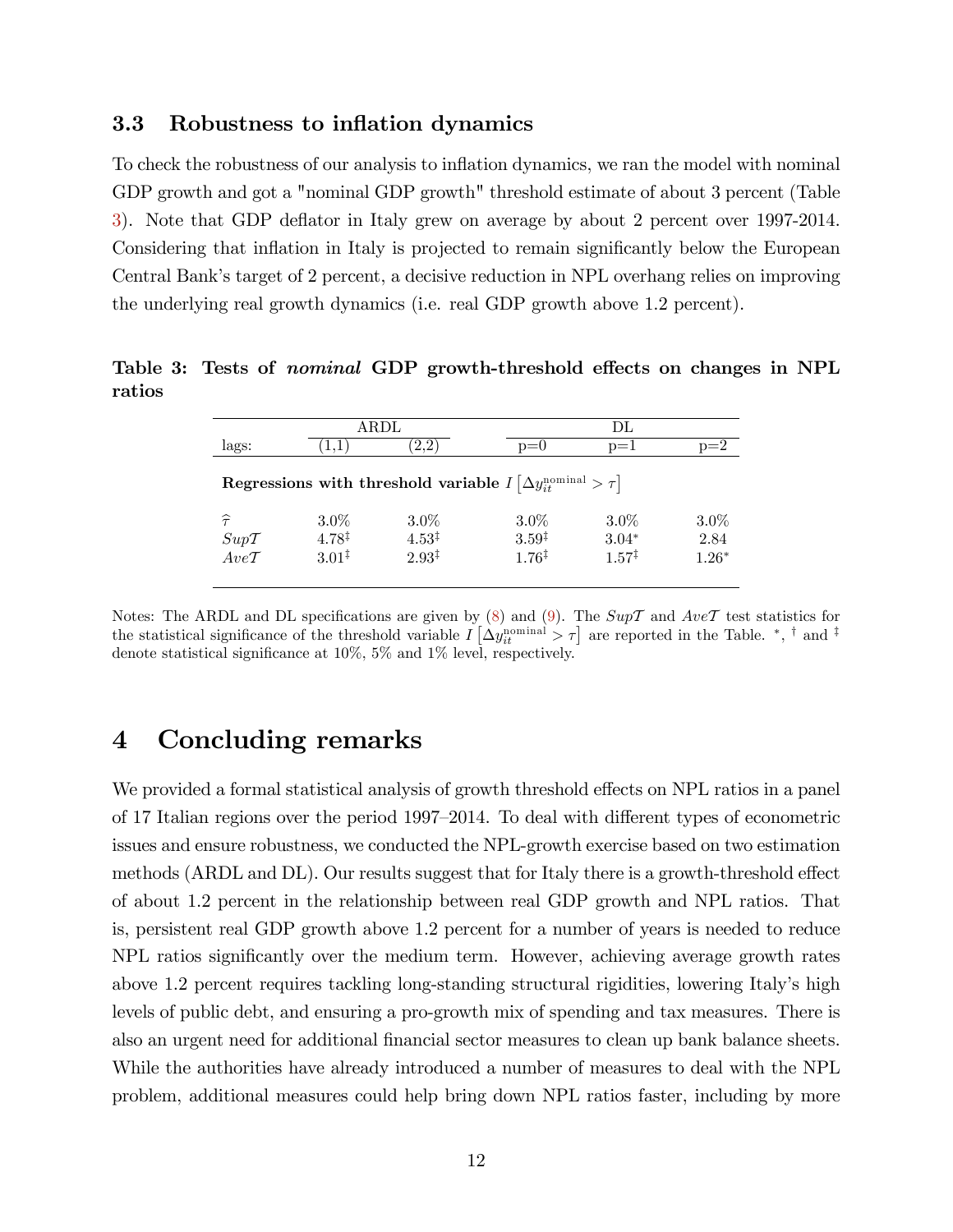### 3.3 Robustness to inflation dynamics

To check the robustness of our analysis to inflation dynamics, we ran the model with nominal GDP growth and got a "nominal GDP growth" threshold estimate of about 3 percent (Table 3). Note that GDP deflator in Italy grew on average by about 2 percent over 1997-2014. Considering that inflation in Italy is projected to remain significantly below the European Central Bank's target of 2 percent, a decisive reduction in NPL overhang relies on improving the underlying real growth dynamics (i.e. real GDP growth above 1.2 percent).

**Table 3: Tests of *nominal* GDP growth-threshold effects on changes in NPL ratios**

| | ARDL | | DL | | |
|---|---|---|---|---|---|
| lags: | (1,1) | (2,2) | p=0 | p=1 | p=2 |
| **Regressions with threshold variable $I\left[\Delta y_{it}^{\text{nominal}} > \tau\right]$** | | | | | |
| $\widehat{\tau}$ | 3.0% | 3.0% | 3.0% | 3.0% | 3.0% |
| $Sup\mathcal{T}$ | $4.78^{\ddagger}$ | $4.53^{\ddagger}$ | $3.59^{\ddagger}$ | $3.04^{*}$ | 2.84 |
| $Ave\mathcal{T}$ | $3.01^{\ddagger}$ | $2.93^{\ddagger}$ | $1.76^{\ddagger}$ | $1.57^{\ddagger}$ | $1.26^{*}$ |

Notes: The ARDL and DL specifications are given by (8) and (9). The $Sup\mathcal{T}$ and $Ave\mathcal{T}$ test statistics for the statistical significance of the threshold variable $I\left[\Delta y_{it}^{\text{nominal}} > \tau\right]$ are reported in the Table. $^{*}$, $^{\dagger}$ and $^{\ddagger}$ denote statistical significance at 10%, 5% and 1% level, respectively.

# 4 Concluding remarks

We provided a formal statistical analysis of growth threshold effects on NPL ratios in a panel of 17 Italian regions over the period 1997–2014. To deal with different types of econometric issues and ensure robustness, we conducted the NPL-growth exercise based on two estimation methods (ARDL and DL). Our results suggest that for Italy there is a growth-threshold effect of about 1.2 percent in the relationship between real GDP growth and NPL ratios. That is, persistent real GDP growth above 1.2 percent for a number of years is needed to reduce NPL ratios significantly over the medium term. However, achieving average growth rates above 1.2 percent requires tackling long-standing structural rigidities, lowering Italy's high levels of public debt, and ensuring a pro-growth mix of spending and tax measures. There is also an urgent need for additional financial sector measures to clean up bank balance sheets. While the authorities have already introduced a number of measures to deal with the NPL problem, additional measures could help bring down NPL ratios faster, including by more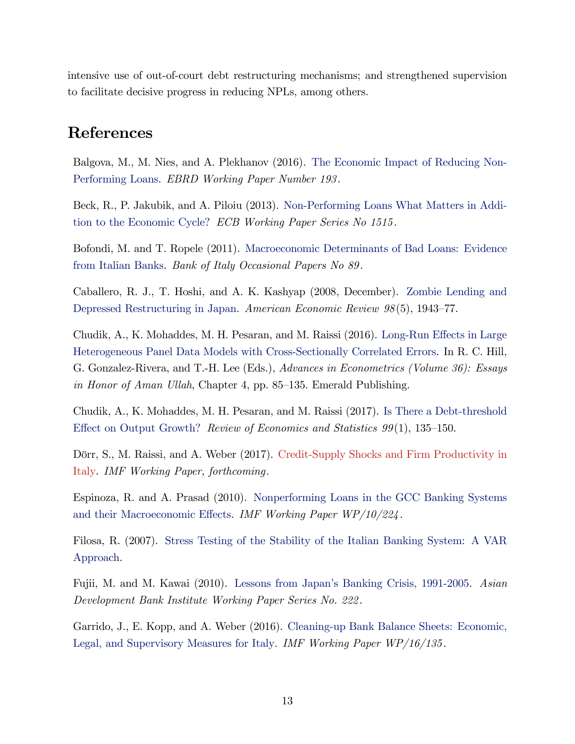intensive use of out-of-court debt restructuring mechanisms; and strengthened supervision to facilitate decisive progress in reducing NPLs, among others.

## References

Balgova, M., M. Nies, and A. Plekhanov (2016). The Economic Impact of Reducing Non-Performing Loans. *EBRD Working Paper Number 193*.

Beck, R., P. Jakubik, and A. Piloiu (2013). Non-Performing Loans What Matters in Addition to the Economic Cycle? *ECB Working Paper Series No 1515*.

Bofondi, M. and T. Ropele (2011). Macroeconomic Determinants of Bad Loans: Evidence from Italian Banks. *Bank of Italy Occasional Papers No 89*.

Caballero, R. J., T. Hoshi, and A. K. Kashyap (2008, December). Zombie Lending and Depressed Restructuring in Japan. *American Economic Review 98*(5), 1943–77.

Chudik, A., K. Mohaddes, M. H. Pesaran, and M. Raissi (2016). Long-Run Effects in Large Heterogeneous Panel Data Models with Cross-Sectionally Correlated Errors. In R. C. Hill, G. Gonzalez-Rivera, and T.-H. Lee (Eds.), *Advances in Econometrics (Volume 36): Essays in Honor of Aman Ullah*, Chapter 4, pp. 85–135. Emerald Publishing.

Chudik, A., K. Mohaddes, M. H. Pesaran, and M. Raissi (2017). Is There a Debt-threshold Effect on Output Growth? *Review of Economics and Statistics 99*(1), 135–150.

Dörr, S., M. Raissi, and A. Weber (2017). Credit-Supply Shocks and Firm Productivity in Italy. *IMF Working Paper, forthcoming*.

Espinoza, R. and A. Prasad (2010). Nonperforming Loans in the GCC Banking Systems and their Macroeconomic Effects. *IMF Working Paper WP/10/224*.

Filosa, R. (2007). Stress Testing of the Stability of the Italian Banking System: A VAR Approach.

Fujii, M. and M. Kawai (2010). Lessons from Japan's Banking Crisis, 1991-2005. *Asian Development Bank Institute Working Paper Series No. 222*.

Garrido, J., E. Kopp, and A. Weber (2016). Cleaning-up Bank Balance Sheets: Economic, Legal, and Supervisory Measures for Italy. *IMF Working Paper WP/16/135*.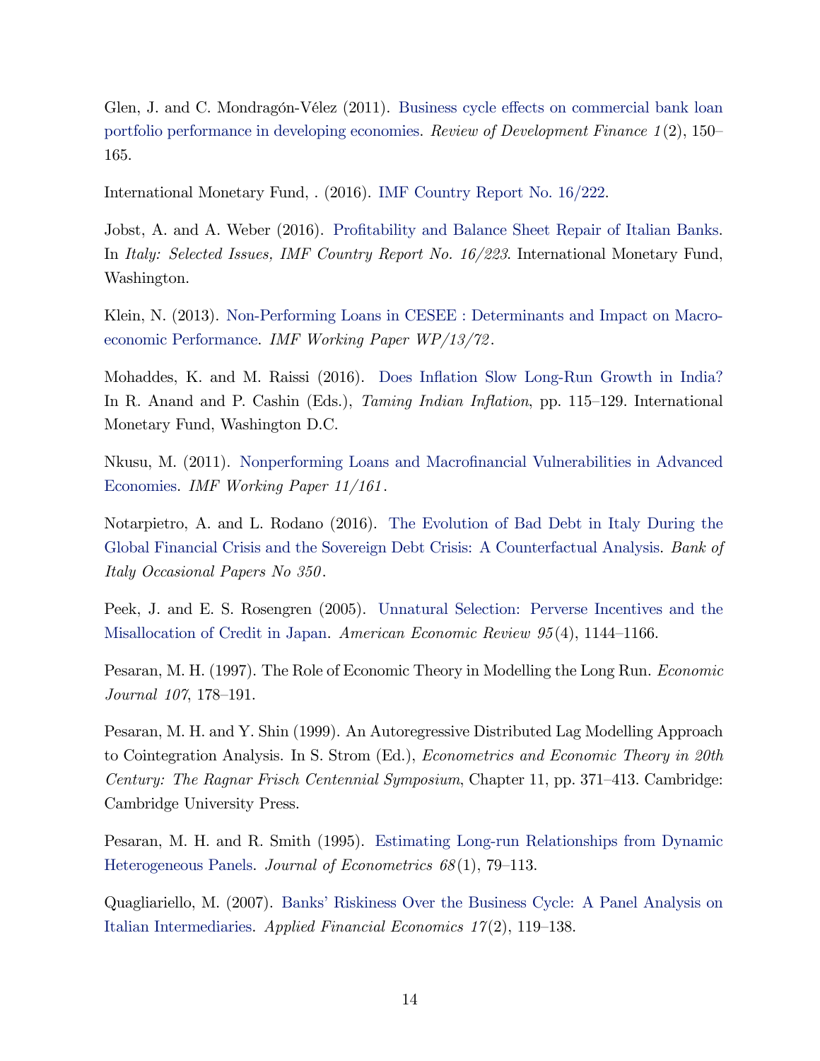Glen, J. and C. Mondragón-Vélez (2011). Business cycle effects on commercial bank loan portfolio performance in developing economies. *Review of Development Finance 1*(2), 150–165.

International Monetary Fund, . (2016). IMF Country Report No. 16/222.

Jobst, A. and A. Weber (2016). Profitability and Balance Sheet Repair of Italian Banks. In *Italy: Selected Issues, IMF Country Report No. 16/223*. International Monetary Fund, Washington.

Klein, N. (2013). Non-Performing Loans in CESEE : Determinants and Impact on Macroeconomic Performance. *IMF Working Paper WP/13/72*.

Mohaddes, K. and M. Raissi (2016). Does Inflation Slow Long-Run Growth in India? In R. Anand and P. Cashin (Eds.), *Taming Indian Inflation*, pp. 115–129. International Monetary Fund, Washington D.C.

Nkusu, M. (2011). Nonperforming Loans and Macrofinancial Vulnerabilities in Advanced Economies. *IMF Working Paper 11/161*.

Notarpietro, A. and L. Rodano (2016). The Evolution of Bad Debt in Italy During the Global Financial Crisis and the Sovereign Debt Crisis: A Counterfactual Analysis. *Bank of Italy Occasional Papers No 350*.

Peek, J. and E. S. Rosengren (2005). Unnatural Selection: Perverse Incentives and the Misallocation of Credit in Japan. *American Economic Review 95*(4), 1144–1166.

Pesaran, M. H. (1997). The Role of Economic Theory in Modelling the Long Run. *Economic Journal 107*, 178–191.

Pesaran, M. H. and Y. Shin (1999). An Autoregressive Distributed Lag Modelling Approach to Cointegration Analysis. In S. Strom (Ed.), *Econometrics and Economic Theory in 20th Century: The Ragnar Frisch Centennial Symposium*, Chapter 11, pp. 371–413. Cambridge: Cambridge University Press.

Pesaran, M. H. and R. Smith (1995). Estimating Long-run Relationships from Dynamic Heterogeneous Panels. *Journal of Econometrics 68*(1), 79–113.

Quagliariello, M. (2007). Banks' Riskiness Over the Business Cycle: A Panel Analysis on Italian Intermediaries. *Applied Financial Economics 17*(2), 119–138.